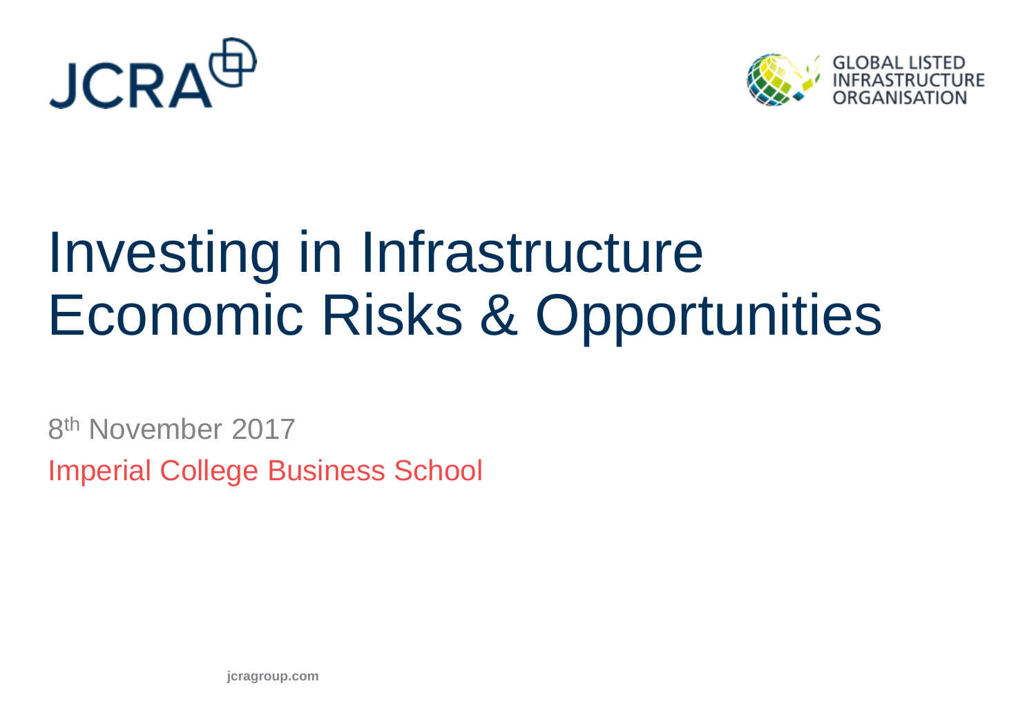JCRA

GLOBAL LISTED INFRASTRUCTURE ORGANISATION

# Investing in Infrastructure Economic Risks & Opportunities

8th November 2017

Imperial College Business School

jcragroup.com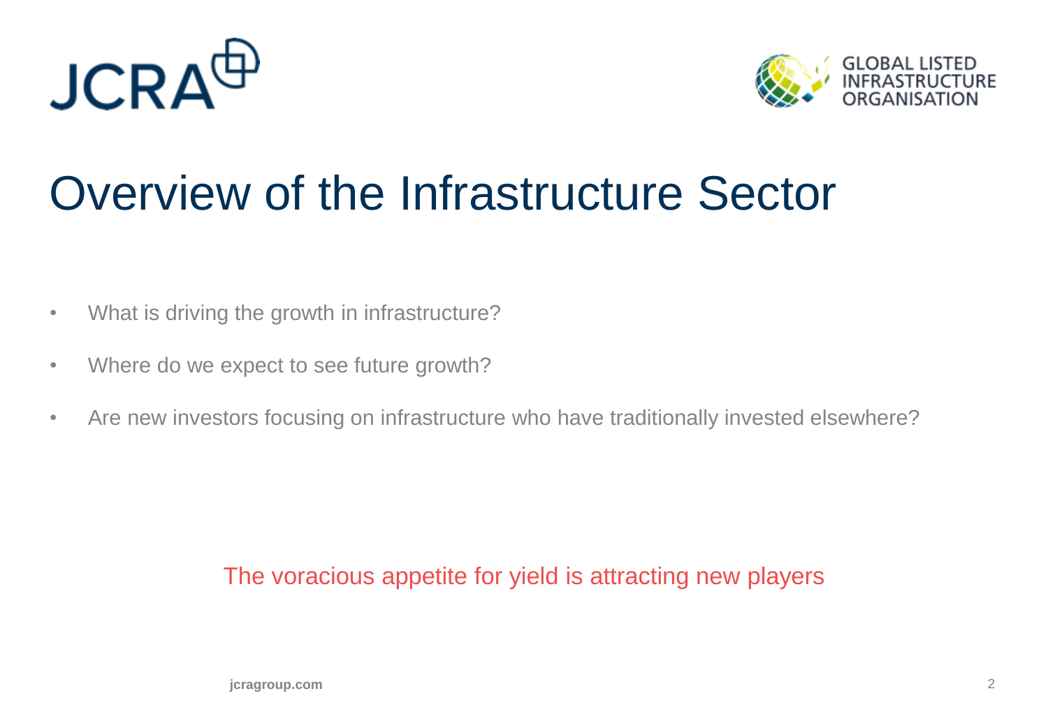# Overview of the Infrastructure Sector

- What is driving the growth in infrastructure?
- Where do we expect to see future growth?
- Are new investors focusing on infrastructure who have traditionally invested elsewhere?

The voracious appetite for yield is attracting new players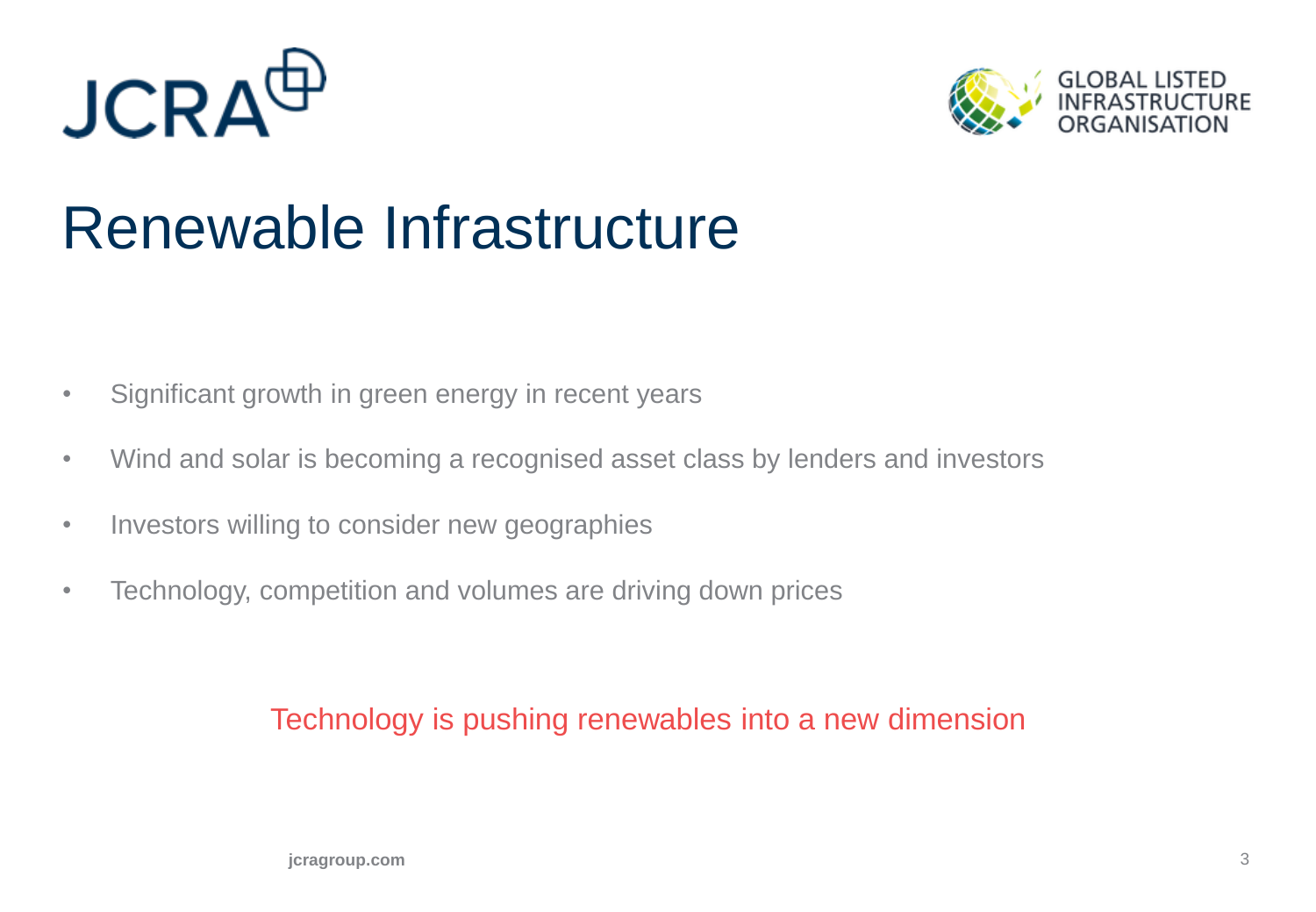# Renewable Infrastructure

- Significant growth in green energy in recent years
- Wind and solar is becoming a recognised asset class by lenders and investors
- Investors willing to consider new geographies
- Technology, competition and volumes are driving down prices

Technology is pushing renewables into a new dimension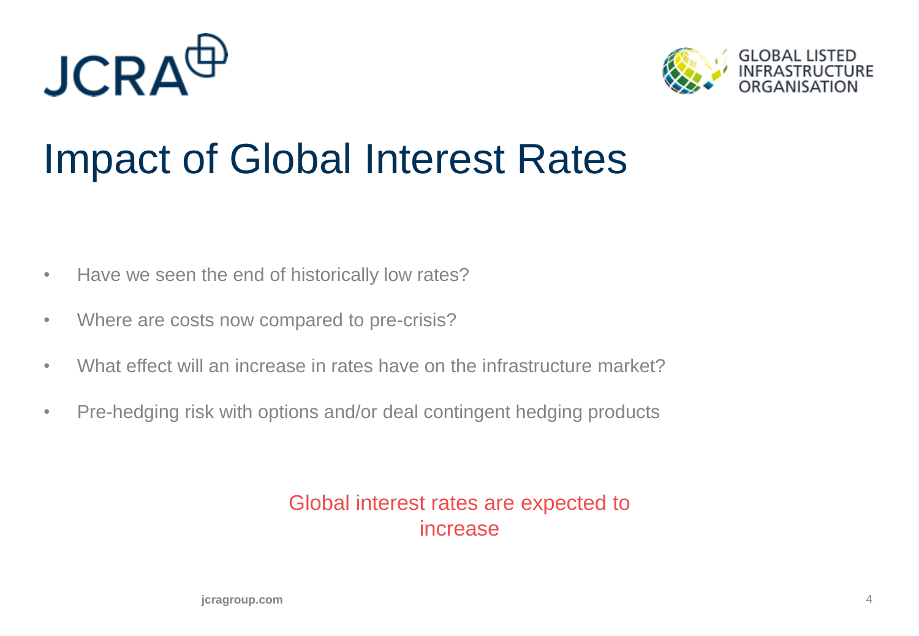# Impact of Global Interest Rates

- Have we seen the end of historically low rates?
- Where are costs now compared to pre-crisis?
- What effect will an increase in rates have on the infrastructure market?
- Pre-hedging risk with options and/or deal contingent hedging products

Global interest rates are expected to increase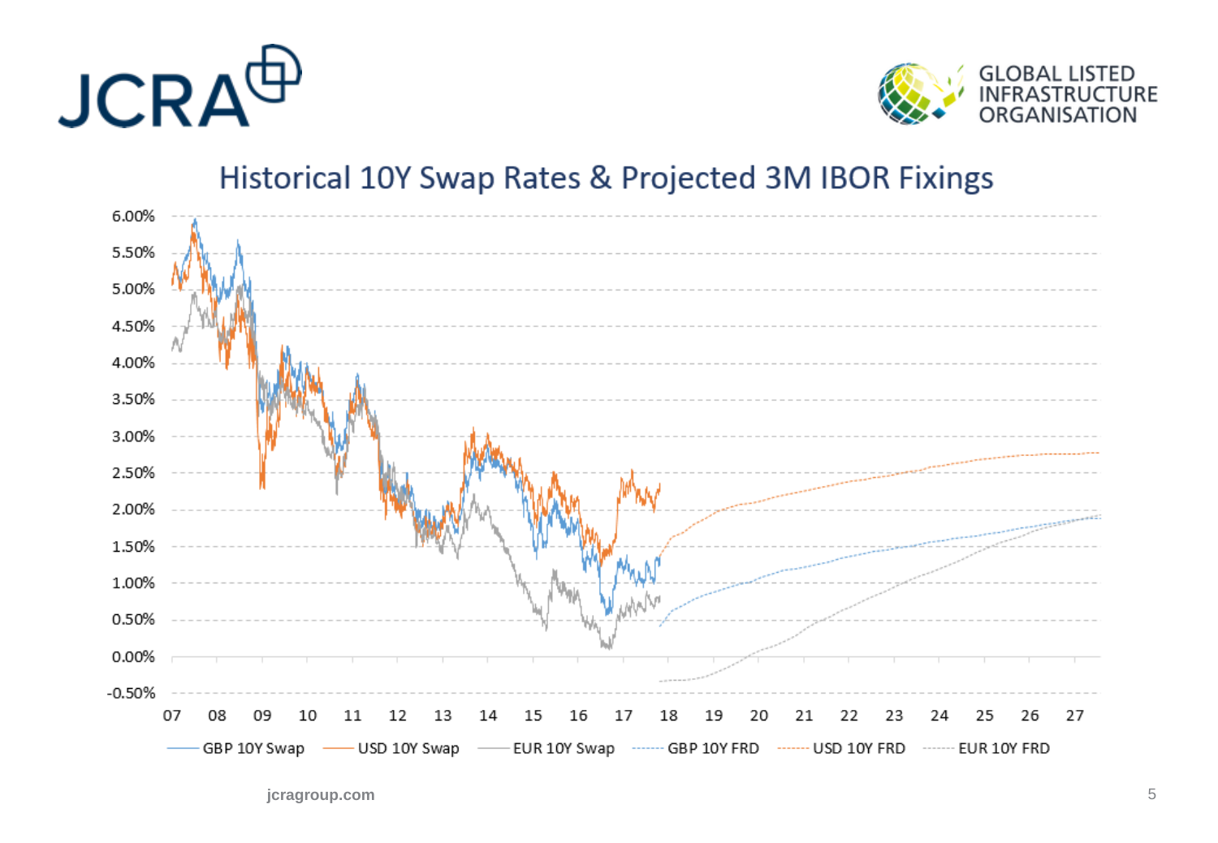## Historical 10Y Swap Rates & Projected 3M IBOR Fixings

GBP 10Y Swap | USD 10Y Swap | EUR 10Y Swap | GBP 10Y FRD | USD 10Y FRD | EUR 10Y FRD

jcragroup.com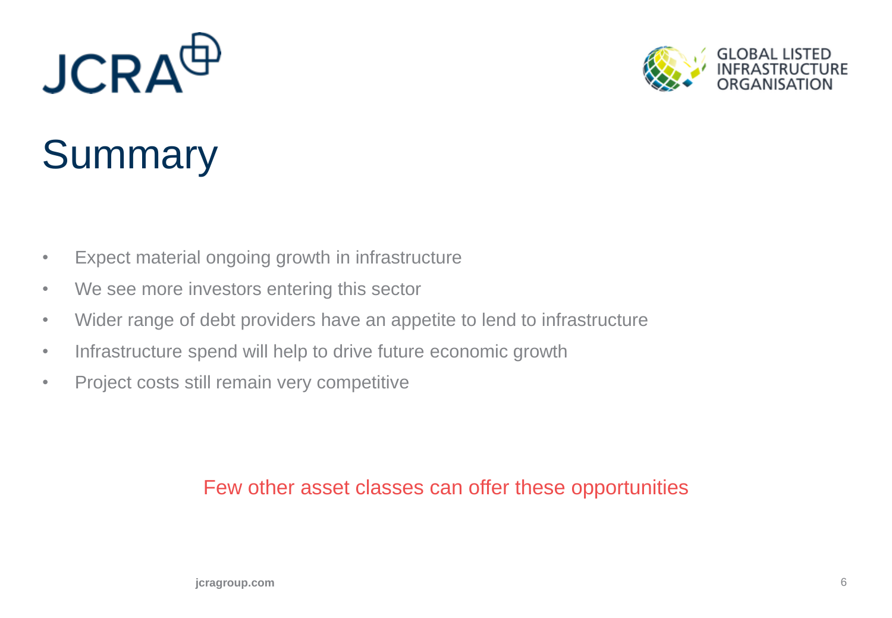# Summary

- Expect material ongoing growth in infrastructure
- We see more investors entering this sector
- Wider range of debt providers have an appetite to lend to infrastructure
- Infrastructure spend will help to drive future economic growth
- Project costs still remain very competitive

Few other asset classes can offer these opportunities